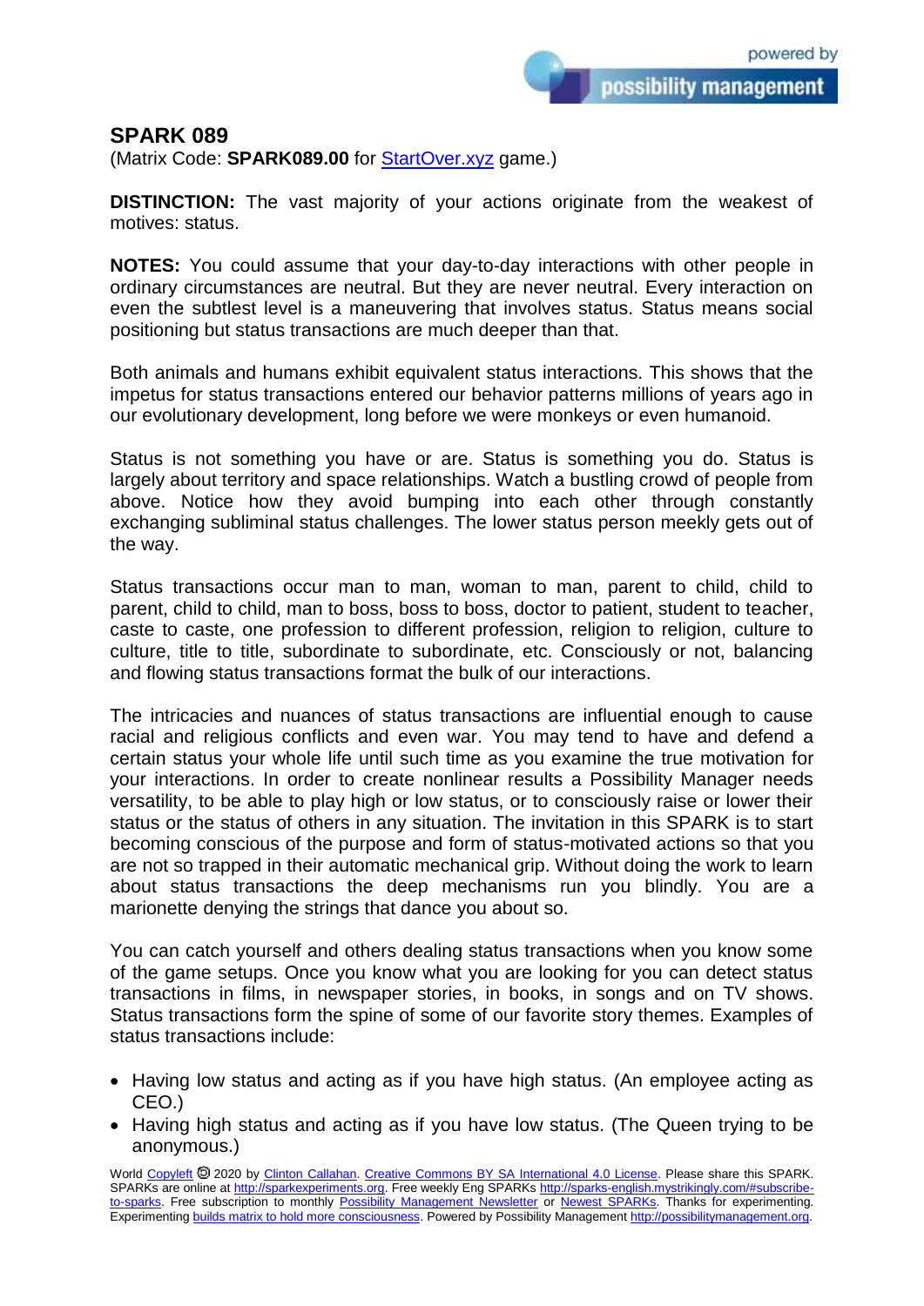# SPARK 089

(Matrix Code: **SPARK089.00** for StartOver.xyz game.)

**DISTINCTION:** The vast majority of your actions originate from the weakest of motives: status.

**NOTES:** You could assume that your day-to-day interactions with other people in ordinary circumstances are neutral. But they are never neutral. Every interaction on even the subtlest level is a maneuvering that involves status. Status means social positioning but status transactions are much deeper than that.

Both animals and humans exhibit equivalent status interactions. This shows that the impetus for status transactions entered our behavior patterns millions of years ago in our evolutionary development, long before we were monkeys or even humanoid.

Status is not something you have or are. Status is something you do. Status is largely about territory and space relationships. Watch a bustling crowd of people from above. Notice how they avoid bumping into each other through constantly exchanging subliminal status challenges. The lower status person meekly gets out of the way.

Status transactions occur man to man, woman to man, parent to child, child to parent, child to child, man to boss, boss to boss, doctor to patient, student to teacher, caste to caste, one profession to different profession, religion to religion, culture to culture, title to title, subordinate to subordinate, etc. Consciously or not, balancing and flowing status transactions format the bulk of our interactions.

The intricacies and nuances of status transactions are influential enough to cause racial and religious conflicts and even war. You may tend to have and defend a certain status your whole life until such time as you examine the true motivation for your interactions. In order to create nonlinear results a Possibility Manager needs versatility, to be able to play high or low status, or to consciously raise or lower their status or the status of others in any situation. The invitation in this SPARK is to start becoming conscious of the purpose and form of status-motivated actions so that you are not so trapped in their automatic mechanical grip. Without doing the work to learn about status transactions the deep mechanisms run you blindly. You are a marionette denying the strings that dance you about so.

You can catch yourself and others dealing status transactions when you know some of the game setups. Once you know what you are looking for you can detect status transactions in films, in newspaper stories, in books, in songs and on TV shows. Status transactions form the spine of some of our favorite story themes. Examples of status transactions include:

- Having low status and acting as if you have high status. (An employee acting as CEO.)
- Having high status and acting as if you have low status. (The Queen trying to be anonymous.)

World Copyleft 🄯 2020 by Clinton Callahan. Creative Commons BY SA International 4.0 License. Please share this SPARK. SPARKs are online at http://sparkexperiments.org. Free weekly Eng SPARKs http://sparks-english.mystrikingly.com/#subscribe-to-sparks. Free subscription to monthly Possibility Management Newsletter or Newest SPARKs. Thanks for experimenting. Experimenting builds matrix to hold more consciousness. Powered by Possibility Management http://possibilitymanagement.org.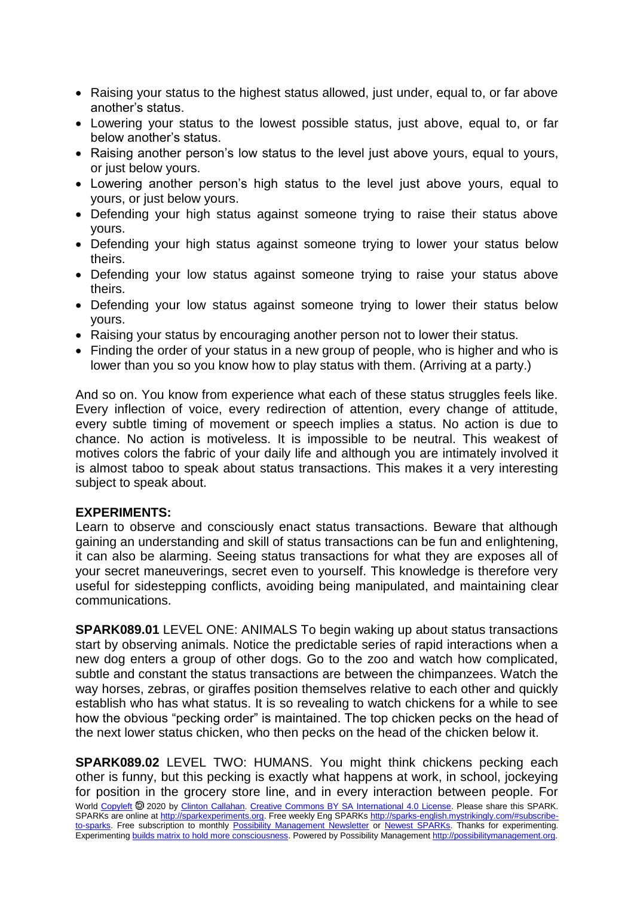- Raising your status to the highest status allowed, just under, equal to, or far above another's status.
- Lowering your status to the lowest possible status, just above, equal to, or far below another's status.
- Raising another person's low status to the level just above yours, equal to yours, or just below yours.
- Lowering another person's high status to the level just above yours, equal to yours, or just below yours.
- Defending your high status against someone trying to raise their status above yours.
- Defending your high status against someone trying to lower your status below theirs.
- Defending your low status against someone trying to raise your status above theirs.
- Defending your low status against someone trying to lower their status below yours.
- Raising your status by encouraging another person not to lower their status.
- Finding the order of your status in a new group of people, who is higher and who is lower than you so you know how to play status with them. (Arriving at a party.)

And so on. You know from experience what each of these status struggles feels like. Every inflection of voice, every redirection of attention, every change of attitude, every subtle timing of movement or speech implies a status. No action is due to chance. No action is motiveless. It is impossible to be neutral. This weakest of motives colors the fabric of your daily life and although you are intimately involved it is almost taboo to speak about status transactions. This makes it a very interesting subject to speak about.

**EXPERIMENTS:**
Learn to observe and consciously enact status transactions. Beware that although gaining an understanding and skill of status transactions can be fun and enlightening, it can also be alarming. Seeing status transactions for what they are exposes all of your secret maneuverings, secret even to yourself. This knowledge is therefore very useful for sidestepping conflicts, avoiding being manipulated, and maintaining clear communications.

**SPARK089.01** LEVEL ONE: ANIMALS To begin waking up about status transactions start by observing animals. Notice the predictable series of rapid interactions when a new dog enters a group of other dogs. Go to the zoo and watch how complicated, subtle and constant the status transactions are between the chimpanzees. Watch the way horses, zebras, or giraffes position themselves relative to each other and quickly establish who has what status. It is so revealing to watch chickens for a while to see how the obvious "pecking order" is maintained. The top chicken pecks on the head of the next lower status chicken, who then pecks on the head of the chicken below it.

**SPARK089.02** LEVEL TWO: HUMANS. You might think chickens pecking each other is funny, but this pecking is exactly what happens at work, in school, jockeying for position in the grocery store line, and in every interaction between people. For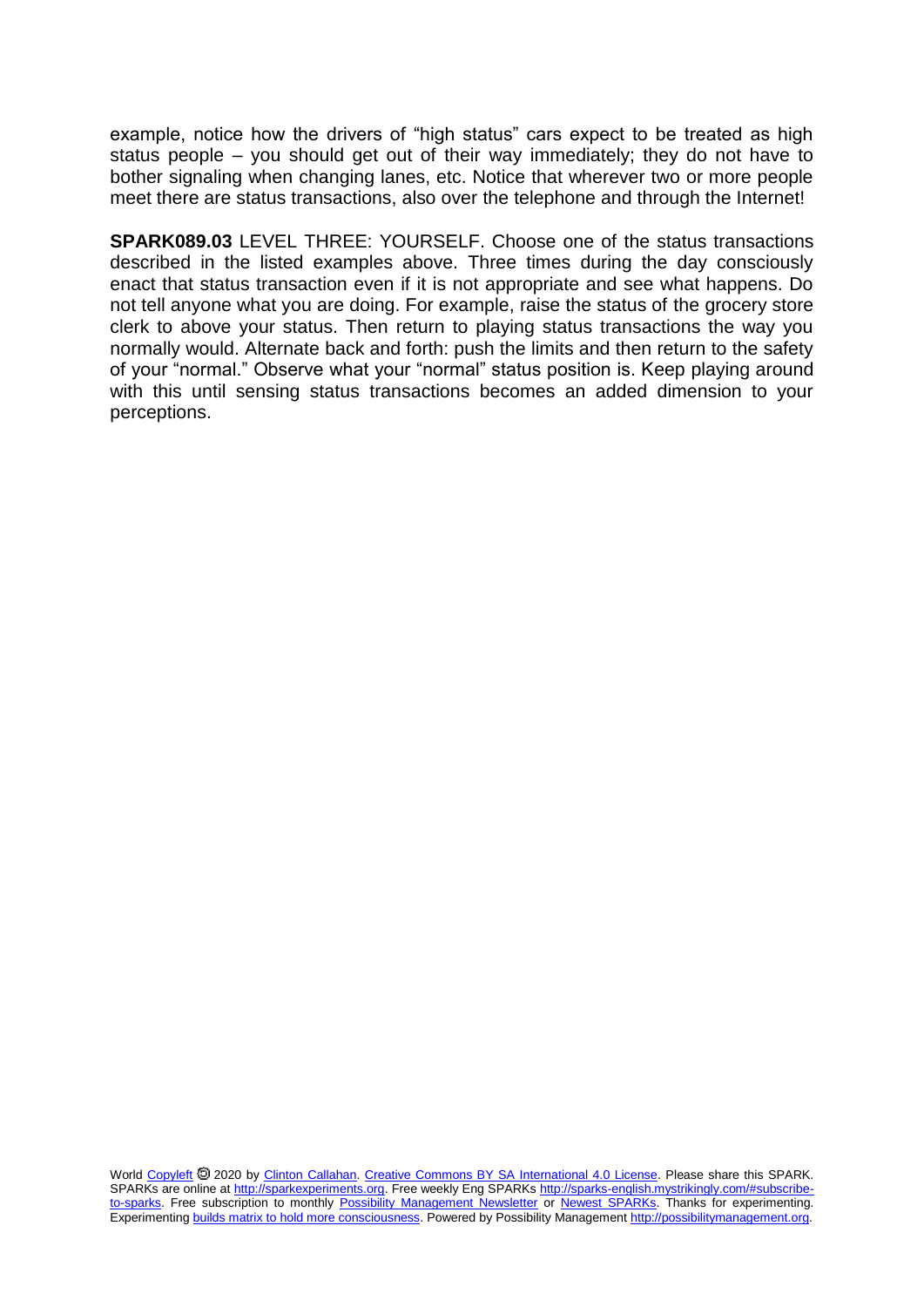example, notice how the drivers of "high status" cars expect to be treated as high status people – you should get out of their way immediately; they do not have to bother signaling when changing lanes, etc. Notice that wherever two or more people meet there are status transactions, also over the telephone and through the Internet!

**SPARK089.03** LEVEL THREE: YOURSELF. Choose one of the status transactions described in the listed examples above. Three times during the day consciously enact that status transaction even if it is not appropriate and see what happens. Do not tell anyone what you are doing. For example, raise the status of the grocery store clerk to above your status. Then return to playing status transactions the way you normally would. Alternate back and forth: push the limits and then return to the safety of your "normal." Observe what your "normal" status position is. Keep playing around with this until sensing status transactions becomes an added dimension to your perceptions.

World Copyleft 🄯 2020 by Clinton Callahan. Creative Commons BY SA International 4.0 License. Please share this SPARK. SPARKs are online at http://sparkexperiments.org. Free weekly Eng SPARKs http://sparks-english.mystrikingly.com/#subscribe-to-sparks. Free subscription to monthly Possibility Management Newsletter or Newest SPARKs. Thanks for experimenting. Experimenting builds matrix to hold more consciousness. Powered by Possibility Management http://possibilitymanagement.org.